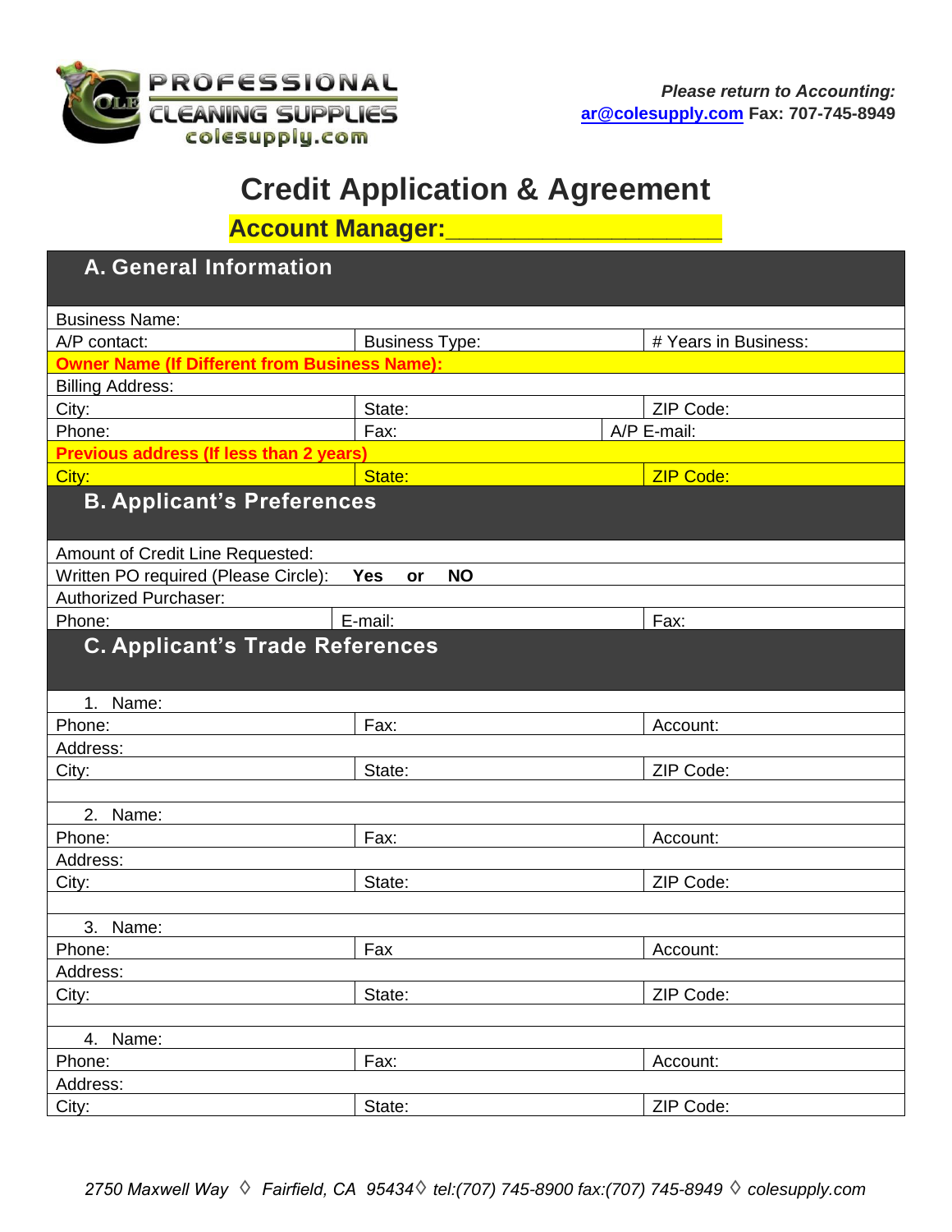PROFESSIONAL CLEANING SUPPLIES
colesupply.com

*Please return to Accounting:*
**ar@colesupply.com Fax: 707-745-8949**

# Credit Application & Agreement

**Account Manager:____________________**

## A. General Information

| | | |
|---|---|---|
| Business Name: | | |
| A/P contact: | Business Type: | # Years in Business: |
| **Owner Name (If Different from Business Name):** | | |
| Billing Address: | | |
| City: | State: | ZIP Code: |
| Phone: | Fax: | A/P E-mail: |
| **Previous address (If less than 2 years)** | | |
| City: | State: | ZIP Code: |

## B. Applicant's Preferences

| | | |
|---|---|---|
| Amount of Credit Line Requested: | | |
| Written PO required (Please Circle): **Yes or NO** | | |
| Authorized Purchaser: | | |
| Phone: | E-mail: | Fax: |

## C. Applicant's Trade References

| | | |
|---|---|---|
| 1. Name: | | |
| Phone: | Fax: | Account: |
| Address: | | |
| City: | State: | ZIP Code: |
| | | |
| 2. Name: | | |
| Phone: | Fax: | Account: |
| Address: | | |
| City: | State: | ZIP Code: |
| | | |
| 3. Name: | | |
| Phone: | Fax | Account: |
| Address: | | |
| City: | State: | ZIP Code: |
| | | |
| 4. Name: | | |
| Phone: | Fax: | Account: |
| Address: | | |
| City: | State: | ZIP Code: |

*2750 Maxwell Way ◊ Fairfield, CA 94534◊ tel:(707) 745-8900 fax:(707) 745-8949 ◊ colesupply.com*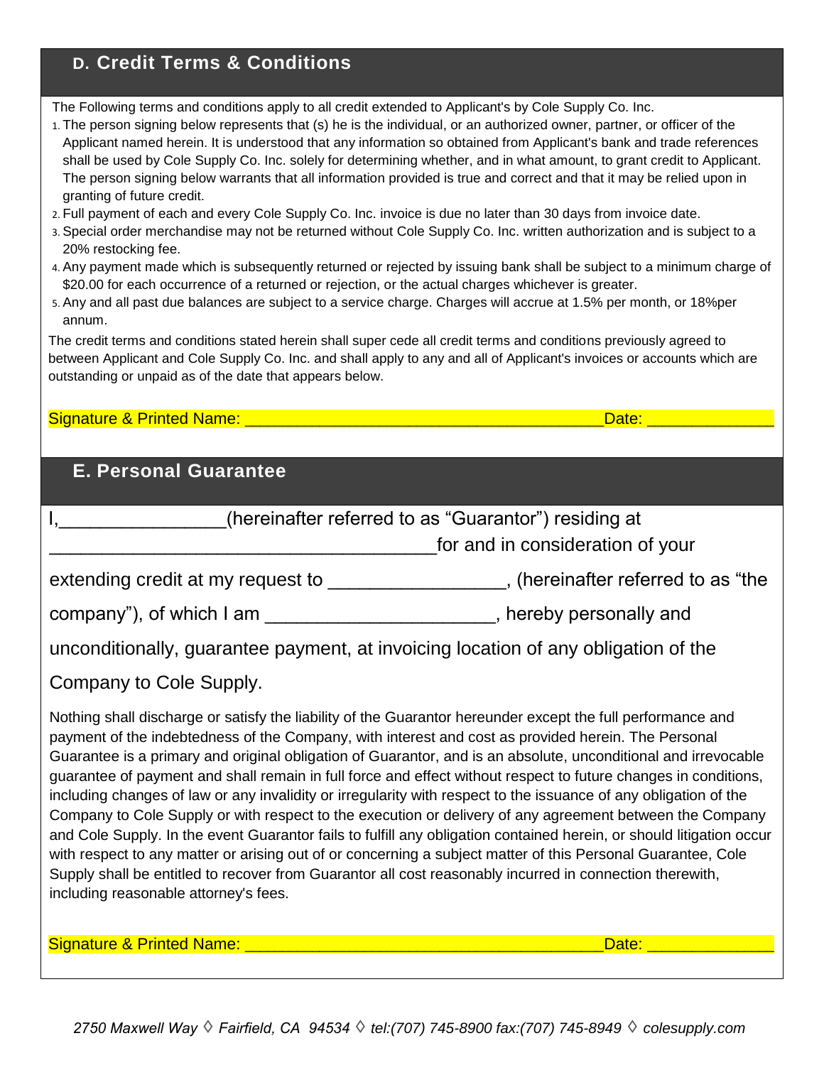## D. Credit Terms & Conditions

The Following terms and conditions apply to all credit extended to Applicant's by Cole Supply Co. Inc.

1. The person signing below represents that (s) he is the individual, or an authorized owner, partner, or officer of the Applicant named herein. It is understood that any information so obtained from Applicant's bank and trade references shall be used by Cole Supply Co. Inc. solely for determining whether, and in what amount, to grant credit to Applicant. The person signing below warrants that all information provided is true and correct and that it may be relied upon in granting of future credit.
2. Full payment of each and every Cole Supply Co. Inc. invoice is due no later than 30 days from invoice date.
3. Special order merchandise may not be returned without Cole Supply Co. Inc. written authorization and is subject to a 20% restocking fee.
4. Any payment made which is subsequently returned or rejected by issuing bank shall be subject to a minimum charge of $20.00 for each occurrence of a returned or rejection, or the actual charges whichever is greater.
5. Any and all past due balances are subject to a service charge. Charges will accrue at 1.5% per month, or 18%per annum.

The credit terms and conditions stated herein shall super cede all credit terms and conditions previously agreed to between Applicant and Cole Supply Co. Inc. and shall apply to any and all of Applicant's invoices or accounts which are outstanding or unpaid as of the date that appears below.

Signature & Printed Name: ________________________________________ Date: ______________

## E. Personal Guarantee

I,________________(hereinafter referred to as "Guarantor") residing at ______________________________________for and in consideration of your extending credit at my request to _________________, (hereinafter referred to as "the company"), of which I am ______________________, hereby personally and unconditionally, guarantee payment, at invoicing location of any obligation of the Company to Cole Supply.

Nothing shall discharge or satisfy the liability of the Guarantor hereunder except the full performance and payment of the indebtedness of the Company, with interest and cost as provided herein. The Personal Guarantee is a primary and original obligation of Guarantor, and is an absolute, unconditional and irrevocable guarantee of payment and shall remain in full force and effect without respect to future changes in conditions, including changes of law or any invalidity or irregularity with respect to the issuance of any obligation of the Company to Cole Supply or with respect to the execution or delivery of any agreement between the Company and Cole Supply. In the event Guarantor fails to fulfill any obligation contained herein, or should litigation occur with respect to any matter or arising out of or concerning a subject matter of this Personal Guarantee, Cole Supply shall be entitled to recover from Guarantor all cost reasonably incurred in connection therewith, including reasonable attorney's fees.

Signature & Printed Name: ________________________________________ Date: ______________

*2750 Maxwell Way ◊ Fairfield, CA 94534 ◊ tel:(707) 745-8900 fax:(707) 745-8949 ◊ colesupply.com*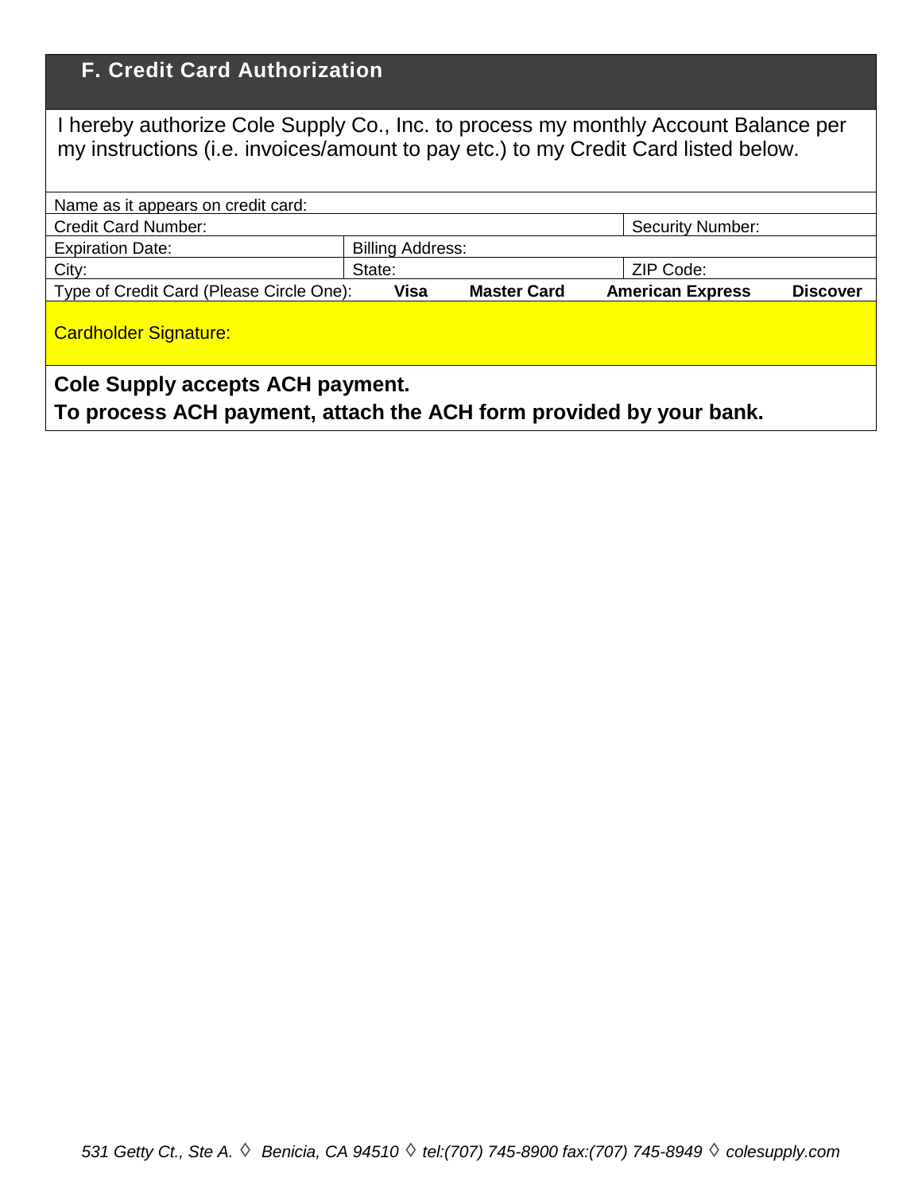## F. Credit Card Authorization

I hereby authorize Cole Supply Co., Inc. to process my monthly Account Balance per my instructions (i.e. invoices/amount to pay etc.) to my Credit Card listed below.

| | | |
|---|---|---|
| Name as it appears on credit card: | | |
| Credit Card Number: | | Security Number: |
| Expiration Date: | Billing Address: | |
| City: | State: | ZIP Code: |

Type of Credit Card (Please Circle One): **Visa** **Master Card** **American Express** **Discover**

Cardholder Signature:

**Cole Supply accepts ACH payment.**
**To process ACH payment, attach the ACH form provided by your bank.**

*531 Getty Ct., Ste A. ◊ Benicia, CA 94510 ◊ tel:(707) 745-8900 fax:(707) 745-8949 ◊ colesupply.com*